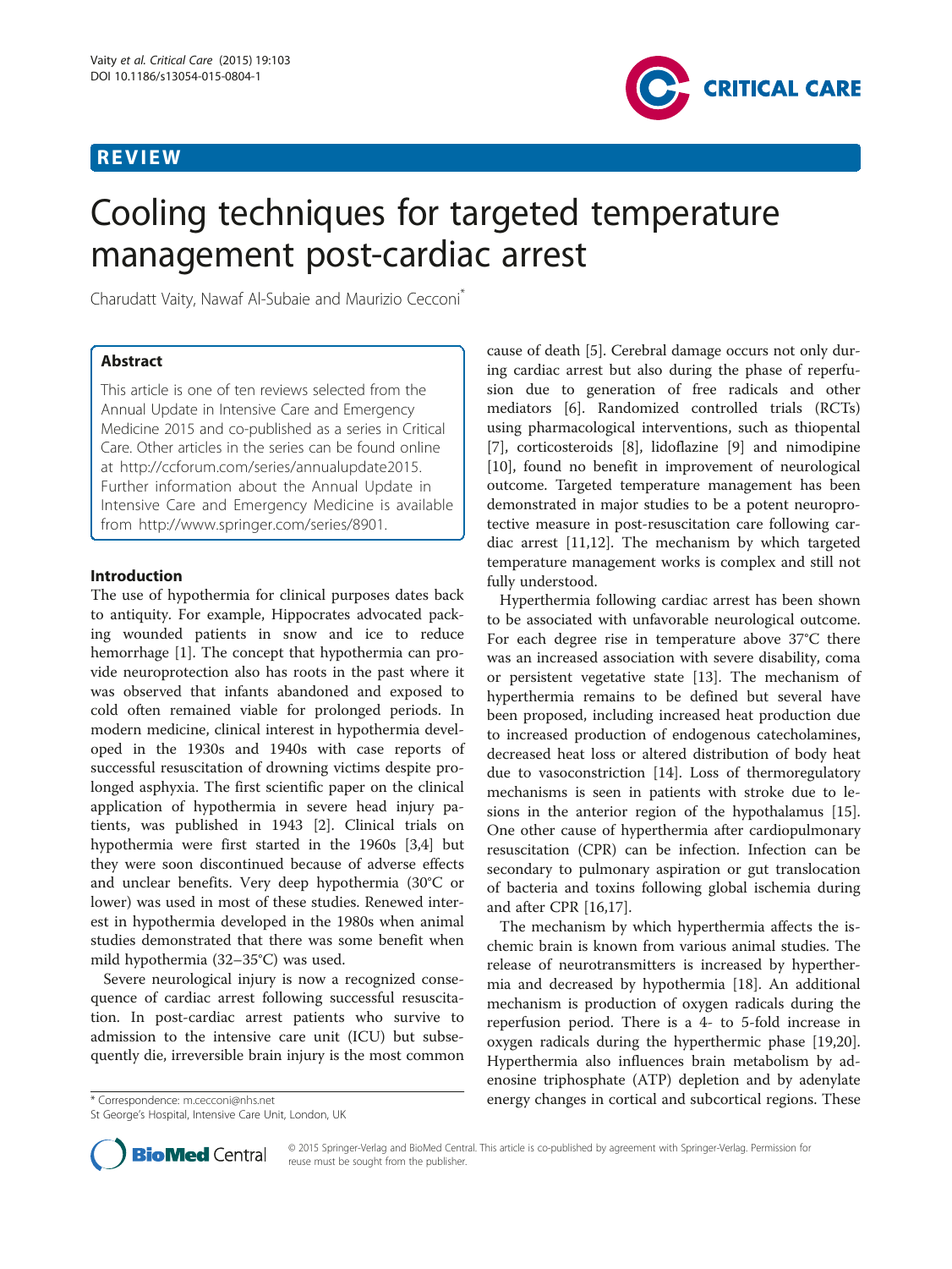REVIEW

# Cooling techniques for targeted temperature management post-cardiac arrest

Charudatt Vaity, Nawaf Al-Subaie and Maurizio Cecconi*

## Abstract

This article is one of ten reviews selected from the Annual Update in Intensive Care and Emergency Medicine 2015 and co-published as a series in Critical Care. Other articles in the series can be found online at http://ccforum.com/series/annualupdate2015. Further information about the Annual Update in Intensive Care and Emergency Medicine is available from http://www.springer.com/series/8901.

## Introduction

The use of hypothermia for clinical purposes dates back to antiquity. For example, Hippocrates advocated packing wounded patients in snow and ice to reduce hemorrhage [1]. The concept that hypothermia can provide neuroprotection also has roots in the past where it was observed that infants abandoned and exposed to cold often remained viable for prolonged periods. In modern medicine, clinical interest in hypothermia developed in the 1930s and 1940s with case reports of successful resuscitation of drowning victims despite prolonged asphyxia. The first scientific paper on the clinical application of hypothermia in severe head injury patients, was published in 1943 [2]. Clinical trials on hypothermia were first started in the 1960s [3,4] but they were soon discontinued because of adverse effects and unclear benefits. Very deep hypothermia (30°C or lower) was used in most of these studies. Renewed interest in hypothermia developed in the 1980s when animal studies demonstrated that there was some benefit when mild hypothermia (32–35°C) was used.

Severe neurological injury is now a recognized consequence of cardiac arrest following successful resuscitation. In post-cardiac arrest patients who survive to admission to the intensive care unit (ICU) but subsequently die, irreversible brain injury is the most common cause of death [5]. Cerebral damage occurs not only during cardiac arrest but also during the phase of reperfusion due to generation of free radicals and other mediators [6]. Randomized controlled trials (RCTs) using pharmacological interventions, such as thiopental [7], corticosteroids [8], lidoflazine [9] and nimodipine [10], found no benefit in improvement of neurological outcome. Targeted temperature management has been demonstrated in major studies to be a potent neuroprotective measure in post-resuscitation care following cardiac arrest [11,12]. The mechanism by which targeted temperature management works is complex and still not fully understood.

Hyperthermia following cardiac arrest has been shown to be associated with unfavorable neurological outcome. For each degree rise in temperature above 37°C there was an increased association with severe disability, coma or persistent vegetative state [13]. The mechanism of hyperthermia remains to be defined but several have been proposed, including increased heat production due to increased production of endogenous catecholamines, decreased heat loss or altered distribution of body heat due to vasoconstriction [14]. Loss of thermoregulatory mechanisms is seen in patients with stroke due to lesions in the anterior region of the hypothalamus [15]. One other cause of hyperthermia after cardiopulmonary resuscitation (CPR) can be infection. Infection can be secondary to pulmonary aspiration or gut translocation of bacteria and toxins following global ischemia during and after CPR [16,17].

The mechanism by which hyperthermia affects the ischemic brain is known from various animal studies. The release of neurotransmitters is increased by hyperthermia and decreased by hypothermia [18]. An additional mechanism is production of oxygen radicals during the reperfusion period. There is a 4- to 5-fold increase in oxygen radicals during the hyperthermic phase [19,20]. Hyperthermia also influences brain metabolism by adenosine triphosphate (ATP) depletion and by adenylate energy changes in cortical and subcortical regions. These

* Correspondence: m.cecconi@nhs.net
St George's Hospital, Intensive Care Unit, London, UK

© 2015 Springer-Verlag and BioMed Central. This article is co-published by agreement with Springer-Verlag. Permission for reuse must be sought from the publisher.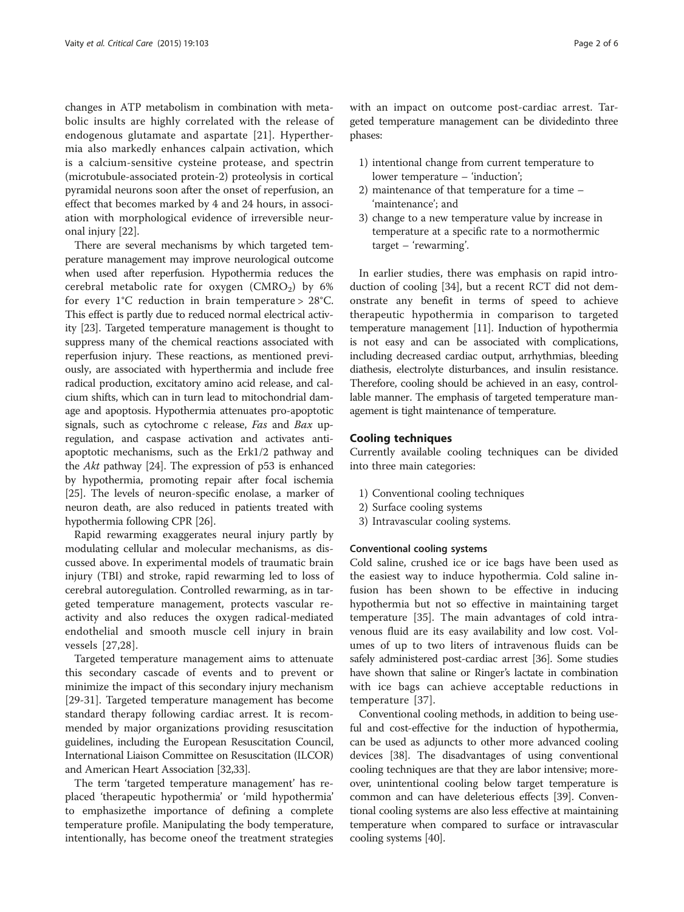changes in ATP metabolism in combination with metabolic insults are highly correlated with the release of endogenous glutamate and aspartate [21]. Hyperthermia also markedly enhances calpain activation, which is a calcium-sensitive cysteine protease, and spectrin (microtubule-associated protein-2) proteolysis in cortical pyramidal neurons soon after the onset of reperfusion, an effect that becomes marked by 4 and 24 hours, in association with morphological evidence of irreversible neuronal injury [22].

There are several mechanisms by which targeted temperature management may improve neurological outcome when used after reperfusion. Hypothermia reduces the cerebral metabolic rate for oxygen ($CMRO_2$) by 6% for every 1°C reduction in brain temperature > 28°C. This effect is partly due to reduced normal electrical activity [23]. Targeted temperature management is thought to suppress many of the chemical reactions associated with reperfusion injury. These reactions, as mentioned previously, are associated with hyperthermia and include free radical production, excitatory amino acid release, and calcium shifts, which can in turn lead to mitochondrial damage and apoptosis. Hypothermia attenuates pro-apoptotic signals, such as cytochrome c release, *Fas* and *Bax* upregulation, and caspase activation and activates anti-apoptotic mechanisms, such as the Erk1/2 pathway and the *Akt* pathway [24]. The expression of p53 is enhanced by hypothermia, promoting repair after focal ischemia [25]. The levels of neuron-specific enolase, a marker of neuron death, are also reduced in patients treated with hypothermia following CPR [26].

Rapid rewarming exaggerates neural injury partly by modulating cellular and molecular mechanisms, as discussed above. In experimental models of traumatic brain injury (TBI) and stroke, rapid rewarming led to loss of cerebral autoregulation. Controlled rewarming, as in targeted temperature management, protects vascular reactivity and also reduces the oxygen radical-mediated endothelial and smooth muscle cell injury in brain vessels [27,28].

Targeted temperature management aims to attenuate this secondary cascade of events and to prevent or minimize the impact of this secondary injury mechanism [29-31]. Targeted temperature management has become standard therapy following cardiac arrest. It is recommended by major organizations providing resuscitation guidelines, including the European Resuscitation Council, International Liaison Committee on Resuscitation (ILCOR) and American Heart Association [32,33].

The term 'targeted temperature management' has replaced 'therapeutic hypothermia' or 'mild hypothermia' to emphasizethe importance of defining a complete temperature profile. Manipulating the body temperature, intentionally, has become oneof the treatment strategies with an impact on outcome post-cardiac arrest. Targeted temperature management can be dividedinto three phases:

1) intentional change from current temperature to lower temperature – 'induction';
2) maintenance of that temperature for a time – 'maintenance'; and
3) change to a new temperature value by increase in temperature at a specific rate to a normothermic target – 'rewarming'.

In earlier studies, there was emphasis on rapid introduction of cooling [34], but a recent RCT did not demonstrate any benefit in terms of speed to achieve therapeutic hypothermia in comparison to targeted temperature management [11]. Induction of hypothermia is not easy and can be associated with complications, including decreased cardiac output, arrhythmias, bleeding diathesis, electrolyte disturbances, and insulin resistance. Therefore, cooling should be achieved in an easy, controllable manner. The emphasis of targeted temperature management is tight maintenance of temperature.

## Cooling techniques

Currently available cooling techniques can be divided into three main categories:

1) Conventional cooling techniques
2) Surface cooling systems
3) Intravascular cooling systems.

### Conventional cooling systems

Cold saline, crushed ice or ice bags have been used as the easiest way to induce hypothermia. Cold saline infusion has been shown to be effective in inducing hypothermia but not so effective in maintaining target temperature [35]. The main advantages of cold intravenous fluid are its easy availability and low cost. Volumes of up to two liters of intravenous fluids can be safely administered post-cardiac arrest [36]. Some studies have shown that saline or Ringer's lactate in combination with ice bags can achieve acceptable reductions in temperature [37].

Conventional cooling methods, in addition to being useful and cost-effective for the induction of hypothermia, can be used as adjuncts to other more advanced cooling devices [38]. The disadvantages of using conventional cooling techniques are that they are labor intensive; moreover, unintentional cooling below target temperature is common and can have deleterious effects [39]. Conventional cooling systems are also less effective at maintaining temperature when compared to surface or intravascular cooling systems [40].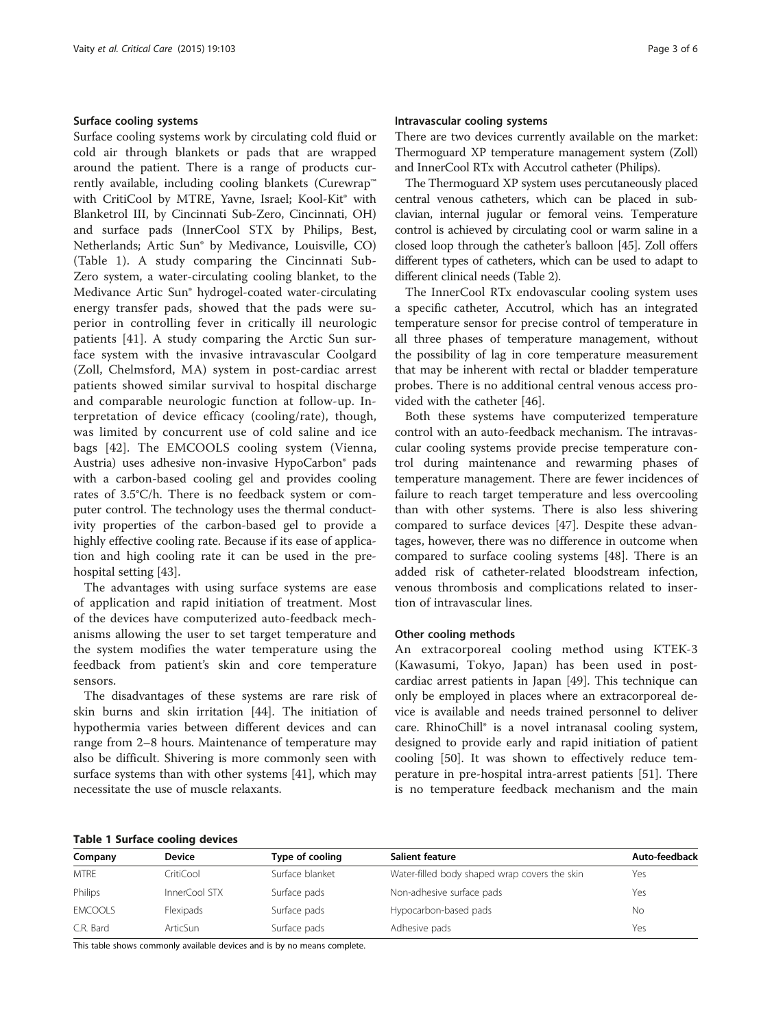### Surface cooling systems

Surface cooling systems work by circulating cold fluid or cold air through blankets or pads that are wrapped around the patient. There is a range of products currently available, including cooling blankets (Curewrap™ with CritiCool by MTRE, Yavne, Israel; Kool-Kit® with Blanketrol III, by Cincinnati Sub-Zero, Cincinnati, OH) and surface pads (InnerCool STX by Philips, Best, Netherlands; Artic Sun® by Medivance, Louisville, CO) (Table 1). A study comparing the Cincinnati Sub-Zero system, a water-circulating cooling blanket, to the Medivance Artic Sun® hydrogel-coated water-circulating energy transfer pads, showed that the pads were superior in controlling fever in critically ill neurologic patients [41]. A study comparing the Arctic Sun surface system with the invasive intravascular Coolgard (Zoll, Chelmsford, MA) system in post-cardiac arrest patients showed similar survival to hospital discharge and comparable neurologic function at follow-up. Interpretation of device efficacy (cooling/rate), though, was limited by concurrent use of cold saline and ice bags [42]. The EMCOOLS cooling system (Vienna, Austria) uses adhesive non-invasive HypoCarbon® pads with a carbon-based cooling gel and provides cooling rates of 3.5°C/h. There is no feedback system or computer control. The technology uses the thermal conductivity properties of the carbon-based gel to provide a highly effective cooling rate. Because if its ease of application and high cooling rate it can be used in the prehospital setting [43].

The advantages with using surface systems are ease of application and rapid initiation of treatment. Most of the devices have computerized auto-feedback mechanisms allowing the user to set target temperature and the system modifies the water temperature using the feedback from patient's skin and core temperature sensors.

The disadvantages of these systems are rare risk of skin burns and skin irritation [44]. The initiation of hypothermia varies between different devices and can range from 2–8 hours. Maintenance of temperature may also be difficult. Shivering is more commonly seen with surface systems than with other systems [41], which may necessitate the use of muscle relaxants.

### Intravascular cooling systems

There are two devices currently available on the market: Thermoguard XP temperature management system (Zoll) and InnerCool RTx with Accutrol catheter (Philips).

The Thermoguard XP system uses percutaneously placed central venous catheters, which can be placed in subclavian, internal jugular or femoral veins. Temperature control is achieved by circulating cool or warm saline in a closed loop through the catheter's balloon [45]. Zoll offers different types of catheters, which can be used to adapt to different clinical needs (Table 2).

The InnerCool RTx endovascular cooling system uses a specific catheter, Accutrol, which has an integrated temperature sensor for precise control of temperature in all three phases of temperature management, without the possibility of lag in core temperature measurement that may be inherent with rectal or bladder temperature probes. There is no additional central venous access provided with the catheter [46].

Both these systems have computerized temperature control with an auto-feedback mechanism. The intravascular cooling systems provide precise temperature control during maintenance and rewarming phases of temperature management. There are fewer incidences of failure to reach target temperature and less overcooling than with other systems. There is also less shivering compared to surface devices [47]. Despite these advantages, however, there was no difference in outcome when compared to surface cooling systems [48]. There is an added risk of catheter-related bloodstream infection, venous thrombosis and complications related to insertion of intravascular lines.

### Other cooling methods

An extracorporeal cooling method using KTEK-3 (Kawasumi, Tokyo, Japan) has been used in post-cardiac arrest patients in Japan [49]. This technique can only be employed in places where an extracorporeal device is available and needs trained personnel to deliver care. RhinoChill® is a novel intranasal cooling system, designed to provide early and rapid initiation of patient cooling [50]. It was shown to effectively reduce temperature in pre-hospital intra-arrest patients [51]. There is no temperature feedback mechanism and the main

**Table 1 Surface cooling devices**

| Company | Device | Type of cooling | Salient feature | Auto-feedback |
|---|---|---|---|---|
| MTRE | CritiCool | Surface blanket | Water-filled body shaped wrap covers the skin | Yes |
| Philips | InnerCool STX | Surface pads | Non-adhesive surface pads | Yes |
| EMCOOLS | Flexipads | Surface pads | Hypocarbon-based pads | No |
| C.R. Bard | ArticSun | Surface pads | Adhesive pads | Yes |

This table shows commonly available devices and is by no means complete.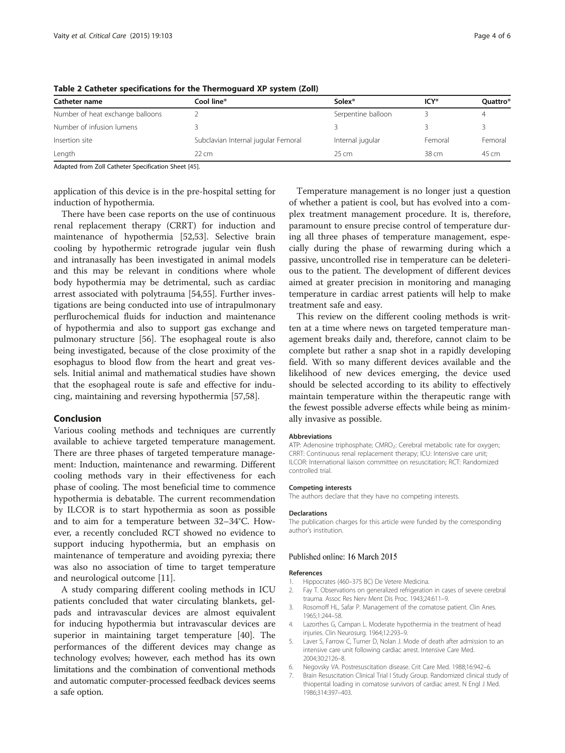**Table 2 Catheter specifications for the Thermoguard XP system (Zoll)**

| Catheter name | Cool line® | Solex® | ICY® | Quattro® |
|---|---|---|---|---|
| Number of heat exchange balloons | 2 | Serpentine balloon | 3 | 4 |
| Number of infusion lumens | 3 | 3 | 3 | 3 |
| Insertion site | Subclavian Internal jugular Femoral | Internal jugular | Femoral | Femoral |
| Length | 22 cm | 25 cm | 38 cm | 45 cm |

Adapted from Zoll Catheter Specification Sheet [45].

application of this device is in the pre-hospital setting for induction of hypothermia.

There have been case reports on the use of continuous renal replacement therapy (CRRT) for induction and maintenance of hypothermia [52,53]. Selective brain cooling by hypothermic retrograde jugular vein flush and intranasally has been investigated in animal models and this may be relevant in conditions where whole body hypothermia may be detrimental, such as cardiac arrest associated with polytrauma [54,55]. Further investigations are being conducted into use of intrapulmonary perflurochemical fluids for induction and maintenance of hypothermia and also to support gas exchange and pulmonary structure [56]. The esophageal route is also being investigated, because of the close proximity of the esophagus to blood flow from the heart and great vessels. Initial animal and mathematical studies have shown that the esophageal route is safe and effective for inducing, maintaining and reversing hypothermia [57,58].

## Conclusion

Various cooling methods and techniques are currently available to achieve targeted temperature management. There are three phases of targeted temperature management: Induction, maintenance and rewarming. Different cooling methods vary in their effectiveness for each phase of cooling. The most beneficial time to commence hypothermia is debatable. The current recommendation by ILCOR is to start hypothermia as soon as possible and to aim for a temperature between 32–34°C. However, a recently concluded RCT showed no evidence to support inducing hypothermia, but an emphasis on maintenance of temperature and avoiding pyrexia; there was also no association of time to target temperature and neurological outcome [11].

A study comparing different cooling methods in ICU patients concluded that water circulating blankets, gel-pads and intravascular devices are almost equivalent for inducing hypothermia but intravascular devices are superior in maintaining target temperature [40]. The performances of the different devices may change as technology evolves; however, each method has its own limitations and the combination of conventional methods and automatic computer-processed feedback devices seems a safe option.

Temperature management is no longer just a question of whether a patient is cool, but has evolved into a complex treatment management procedure. It is, therefore, paramount to ensure precise control of temperature during all three phases of temperature management, especially during the phase of rewarming during which a passive, uncontrolled rise in temperature can be deleterious to the patient. The development of different devices aimed at greater precision in monitoring and managing temperature in cardiac arrest patients will help to make treatment safe and easy.

This review on the different cooling methods is written at a time where news on targeted temperature management breaks daily and, therefore, cannot claim to be complete but rather a snap shot in a rapidly developing field. With so many different devices available and the likelihood of new devices emerging, the device used should be selected according to its ability to effectively maintain temperature within the therapeutic range with the fewest possible adverse effects while being as minimally invasive as possible.

#### Abbreviations

ATP: Adenosine triphosphate; $CMRO_2$: Cerebral metabolic rate for oxygen; CRRT: Continuous renal replacement therapy; ICU: Intensive care unit; ILCOR: International liaison committee on resuscitation; RCT: Randomized controlled trial.

#### Competing interests

The authors declare that they have no competing interests.

#### Declarations

The publication charges for this article were funded by the corresponding author's institution.

Published online: 16 March 2015

#### References

1. Hippocrates (460–375 BC) De Vetere Medicina.
2. Fay T. Observations on generalized refrigeration in cases of severe cerebral trauma. Assoc Res Nerv Ment Dis Proc. 1943;24:611–9.
3. Rosomoff HL, Safar P. Management of the comatose patient. Clin Anes. 1965;1:244–58.
4. Lazorthes G, Campan L. Moderate hypothermia in the treatment of head injuries. Clin Neurosurg. 1964;12:293–9.
5. Laver S, Farrow C, Turner D, Nolan J. Mode of death after admission to an intensive care unit following cardiac arrest. Intensive Care Med. 2004;30:2126–8.
6. Negovsky VA. Postresuscitation disease. Crit Care Med. 1988;16:942–6.
7. Brain Resuscitation Clinical Trial I Study Group. Randomized clinical study of thiopental loading in comatose survivors of cardiac arrest. N Engl J Med. 1986;314:397–403.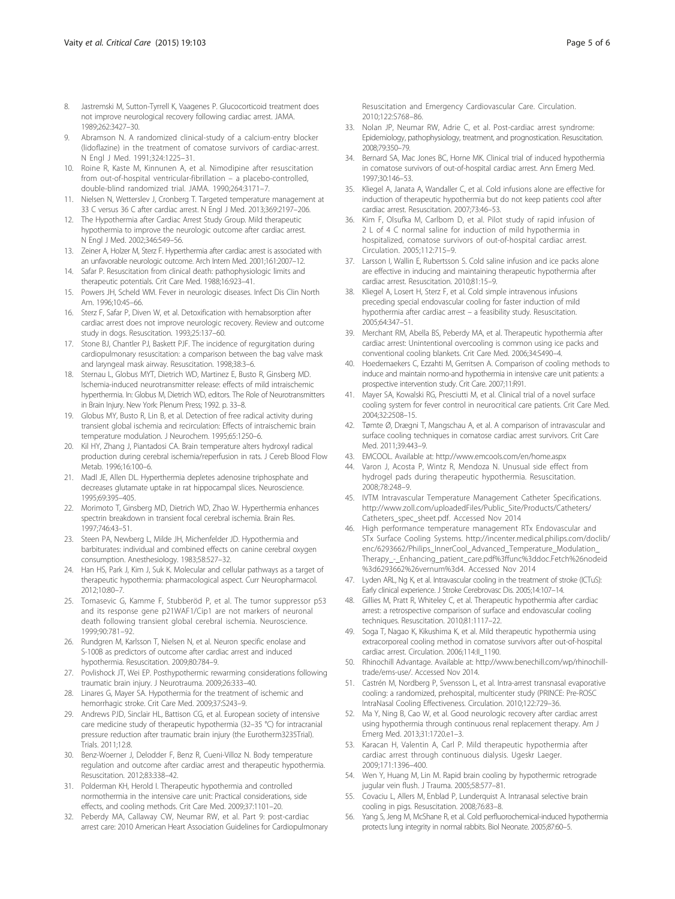8. Jastremski M, Sutton-Tyrrell K, Vaagenes P. Glucocorticoid treatment does not improve neurological recovery following cardiac arrest. JAMA. 1989;262:3427–30.
9. Abramson N. A randomized clinical-study of a calcium-entry blocker (lidoflazine) in the treatment of comatose survivors of cardiac-arrest. N Engl J Med. 1991;324:1225–31.
10. Roine R, Kaste M, Kinnunen A, et al. Nimodipine after resuscitation from out-of-hospital ventricular-fibrillation – a placebo-controlled, double-blind randomized trial. JAMA. 1990;264:3171–7.
11. Nielsen N, Wetterslev J, Cronberg T. Targeted temperature management at 33 C versus 36 C after cardiac arrest. N Engl J Med. 2013;369:2197–206.
12. The Hypothermia after Cardiac Arrest Study Group. Mild therapeutic hypothermia to improve the neurologic outcome after cardiac arrest. N Engl J Med. 2002;346:549–56.
13. Zeiner A, Holzer M, Sterz F. Hyperthermia after cardiac arrest is associated with an unfavorable neurologic outcome. Arch Intern Med. 2001;161:2007–12.
14. Safar P. Resuscitation from clinical death: pathophysiologic limits and therapeutic potentials. Crit Care Med. 1988;16:923–41.
15. Powers JH, Scheld WM. Fever in neurologic diseases. Infect Dis Clin North Am. 1996;10:45–66.
16. Sterz F, Safar P, Diven W, et al. Detoxification with hemabsorption after cardiac arrest does not improve neurologic recovery. Review and outcome study in dogs. Resuscitation. 1993;25:137–60.
17. Stone BJ, Chantler PJ, Baskett PJF. The incidence of regurgitation during cardiopulmonary resuscitation: a comparison between the bag valve mask and laryngeal mask airway. Resuscitation. 1998;38:3–6.
18. Sternau L, Globus MYT, Dietrich WD, Martinez E, Busto R, Ginsberg MD. Ischemia-induced neurotransmitter release: effects of mild intraischemic hyperthermia. In: Globus M, Dietrich WD, editors. The Role of Neurotransmitters in Brain Injury. New York: Plenum Press; 1992. p. 33–8.
19. Globus MY, Busto R, Lin B, et al. Detection of free radical activity during transient global ischemia and recirculation: Effects of intraischemic brain temperature modulation. J Neurochem. 1995;65:1250–6.
20. Kil HY, Zhang J, Piantadosi CA. Brain temperature alters hydroxyl radical production during cerebral ischemia/reperfusion in rats. J Cereb Blood Flow Metab. 1996;16:100–6.
21. Madl JE, Allen DL. Hyperthermia depletes adenosine triphosphate and decreases glutamate uptake in rat hippocampal slices. Neuroscience. 1995;69:395–405.
22. Morimoto T, Ginsberg MD, Dietrich WD, Zhao W. Hyperthermia enhances spectrin breakdown in transient focal cerebral ischemia. Brain Res. 1997;746:43–51.
23. Steen PA, Newberg L, Milde JH, Michenfelder JD. Hypothermia and barbiturates: individual and combined effects on canine cerebral oxygen consumption. Anesthesiology. 1983;58:527–32.
24. Han HS, Park J, Kim J, Suk K. Molecular and cellular pathways as a target of therapeutic hypothermia: pharmacological aspect. Curr Neuropharmacol. 2012;10:80–7.
25. Tomasevic G, Kamme F, Stubberöd P, et al. The tumor suppressor p53 and its response gene p21WAF1/Cip1 are not markers of neuronal death following transient global cerebral ischemia. Neuroscience. 1999;90:781–92.
26. Rundgren M, Karlsson T, Nielsen N, et al. Neuron specific enolase and S-100B as predictors of outcome after cardiac arrest and induced hypothermia. Resuscitation. 2009;80:784–9.
27. Povlishock JT, Wei EP. Posthypothermic rewarming considerations following traumatic brain injury. J Neurotrauma. 2009;26:333–40.
28. Linares G, Mayer SA. Hypothermia for the treatment of ischemic and hemorrhagic stroke. Crit Care Med. 2009;37:S243–9.
29. Andrews PJD, Sinclair HL, Battison CG, et al. European society of intensive care medicine study of therapeutic hypothermia (32–35 °C) for intracranial pressure reduction after traumatic brain injury (the Eurotherm3235Trial). Trials. 2011;12:8.
30. Benz-Woerner J, Delodder F, Benz R, Cueni-Villoz N. Body temperature regulation and outcome after cardiac arrest and therapeutic hypothermia. Resuscitation. 2012;83:338–42.
31. Polderman KH, Herold I. Therapeutic hypothermia and controlled normothermia in the intensive care unit: Practical considerations, side effects, and cooling methods. Crit Care Med. 2009;37:1101–20.
32. Peberdy MA, Callaway CW, Neumar RW, et al. Part 9: post-cardiac arrest care: 2010 American Heart Association Guidelines for Cardiopulmonary Resuscitation and Emergency Cardiovascular Care. Circulation. 2010;122:S768–86.
33. Nolan JP, Neumar RW, Adrie C, et al. Post-cardiac arrest syndrome: Epidemiology, pathophysiology, treatment, and prognostication. Resuscitation. 2008;79:350–79.
34. Bernard SA, Mac Jones BC, Horne MK. Clinical trial of induced hypothermia in comatose survivors of out-of-hospital cardiac arrest. Ann Emerg Med. 1997;30:146–53.
35. Kliegel A, Janata A, Wandaller C, et al. Cold infusions alone are effective for induction of therapeutic hypothermia but do not keep patients cool after cardiac arrest. Resuscitation. 2007;73:46–53.
36. Kim F, Olsufka M, Carlbom D, et al. Pilot study of rapid infusion of 2 L of 4 C normal saline for induction of mild hypothermia in hospitalized, comatose survivors of out-of-hospital cardiac arrest. Circulation. 2005;112:715–9.
37. Larsson I, Wallin E, Rubertsson S. Cold saline infusion and ice packs alone are effective in inducing and maintaining therapeutic hypothermia after cardiac arrest. Resuscitation. 2010;81:15–9.
38. Kliegel A, Losert H, Sterz F, et al. Cold simple intravenous infusions preceding special endovascular cooling for faster induction of mild hypothermia after cardiac arrest – a feasibility study. Resuscitation. 2005;64:347–51.
39. Merchant RM, Abella BS, Peberdy MA, et al. Therapeutic hypothermia after cardiac arrest: Unintentional overcooling is common using ice packs and conventional cooling blankets. Crit Care Med. 2006;34:S490–4.
40. Hoedemaekers C, Ezzahti M, Gerritsen A. Comparison of cooling methods to induce and maintain normo-and hypothermia in intensive care unit patients: a prospective intervention study. Crit Care. 2007;11:R91.
41. Mayer SA, Kowalski RG, Presciutti M, et al. Clinical trial of a novel surface cooling system for fever control in neurocritical care patients. Crit Care Med. 2004;32:2508–15.
42. Tømte Ø, Drægni T, Mangschau A, et al. A comparison of intravascular and surface cooling techniques in comatose cardiac arrest survivors. Crit Care Med. 2011;39:443–9.
43. EMCOOL. Available at: http://www.emcools.com/en/home.aspx
44. Varon J, Acosta P, Wintz R, Mendoza N. Unusual side effect from hydrogel pads during therapeutic hypothermia. Resuscitation. 2008;78:248–9.
45. IVTM Intravascular Temperature Management Catheter Specifications. http://www.zoll.com/uploadedFiles/Public_Site/Products/Catheters/Catheters_spec_sheet.pdf. Accessed Nov 2014
46. High performance temperature management RTx Endovascular and STx Surface Cooling Systems. http://incenter.medical.philips.com/doclib/enc/6293662/Philips_InnerCool_Advanced_Temperature_Modulation_Therapy_-_Enhancing_patient_care.pdf%3ffunc%3ddoc.Fetch%26nodeid%3d6293662%26vernum%3d4. Accessed Nov 2014
47. Lyden ARL, Ng K, et al. Intravascular cooling in the treatment of stroke (ICTuS): Early clinical experience. J Stroke Cerebrovasc Dis. 2005;14:107–14.
48. Gillies M, Pratt R, Whiteley C, et al. Therapeutic hypothermia after cardiac arrest: a retrospective comparison of surface and endovascular cooling techniques. Resuscitation. 2010;81:1117–22.
49. Soga T, Nagao K, Kikushima K, et al. Mild therapeutic hypothermia using extracorporeal cooling method in comatose survivors after out-of-hospital cardiac arrest. Circulation. 2006;114:II_1190.
50. Rhinochill Advantage. Available at: http://www.benechill.com/wp/rhinochill-trade/ems-use/. Accessed Nov 2014.
51. Castrén M, Nordberg P, Svensson L, et al. Intra-arrest transnasal evaporative cooling: a randomized, prehospital, multicenter study (PRINCE: Pre-ROSC IntraNasal Cooling Effectiveness. Circulation. 2010;122:729–36.
52. Ma Y, Ning B, Cao W, et al. Good neurologic recovery after cardiac arrest using hypothermia through continuous renal replacement therapy. Am J Emerg Med. 2013;31:1720.e1–3.
53. Karacan H, Valentin A, Carl P. Mild therapeutic hypothermia after cardiac arrest through continuous dialysis. Ugeskr Laeger. 2009;171:1396–400.
54. Wen Y, Huang M, Lin M. Rapid brain cooling by hypothermic retrograde jugular vein flush. J Trauma. 2005;58:577–81.
55. Covaciu L, Allers M, Enblad P, Lunderquist A. Intranasal selective brain cooling in pigs. Resuscitation. 2008;76:83–8.
56. Yang S, Jeng M, McShane R, et al. Cold perfluorochemical-induced hypothermia protects lung integrity in normal rabbits. Biol Neonate. 2005;87:60–5.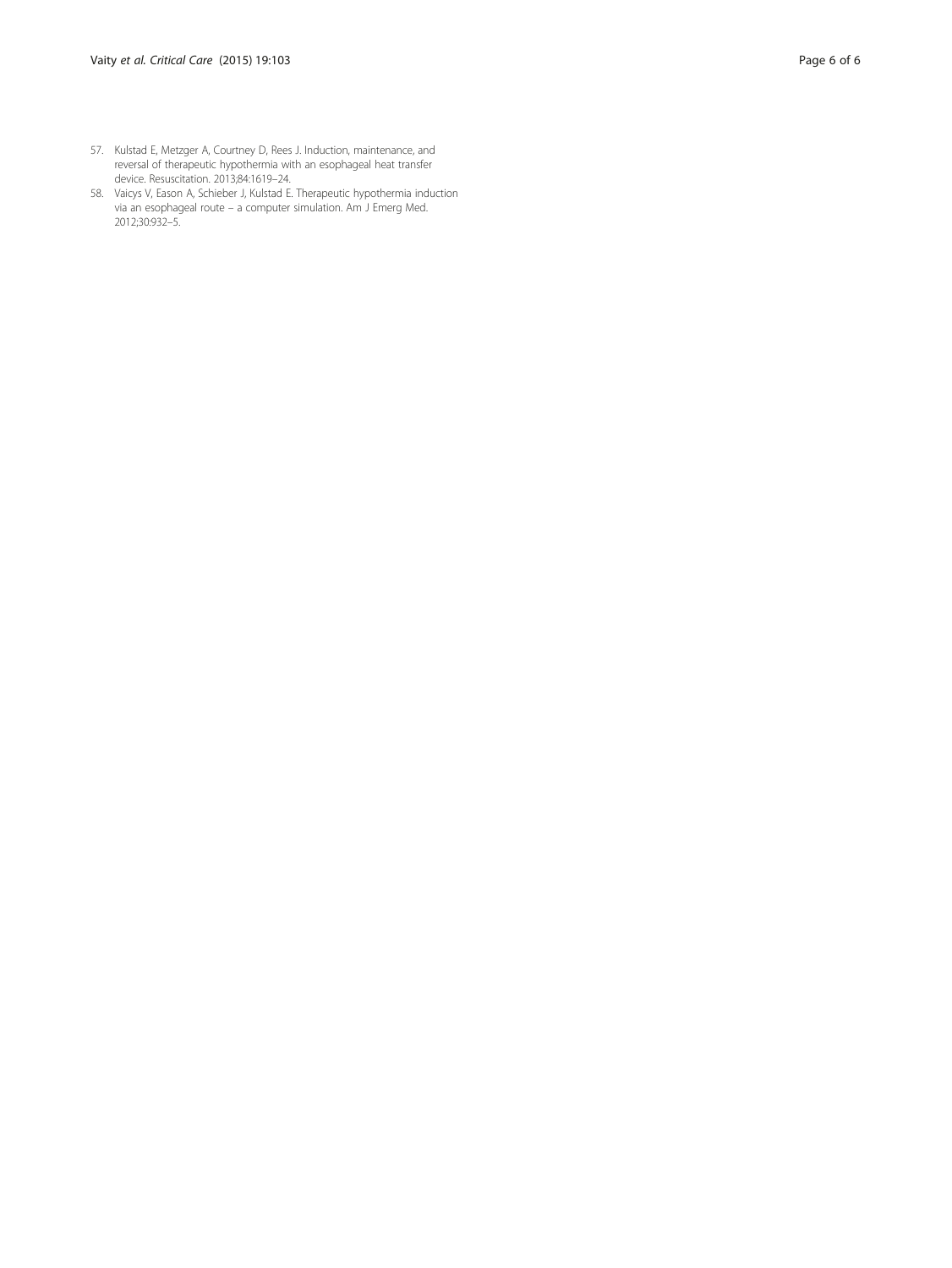57. Kulstad E, Metzger A, Courtney D, Rees J. Induction, maintenance, and reversal of therapeutic hypothermia with an esophageal heat transfer device. Resuscitation. 2013;84:1619–24.
58. Vaicys V, Eason A, Schieber J, Kulstad E. Therapeutic hypothermia induction via an esophageal route – a computer simulation. Am J Emerg Med. 2012;30:932–5.